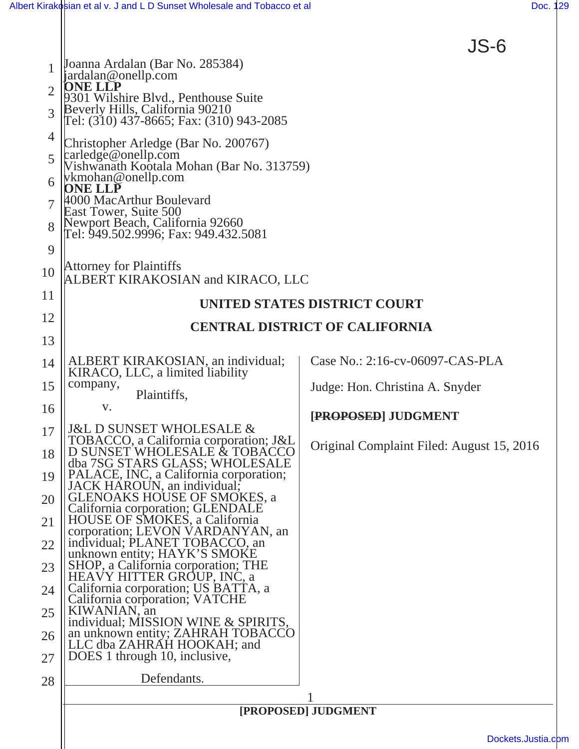JS-6

Joanna Ardalan (Bar No. 285384)
jardalan@onellp.com
**ONE LLP**
9301 Wilshire Blvd., Penthouse Suite
Beverly Hills, California 90210
Tel: (310) 437-8665; Fax: (310) 943-2085

Christopher Arledge (Bar No. 200767)
carledge@onellp.com
Vishwanath Kootala Mohan (Bar No. 313759)
vkmohan@onellp.com
**ONE LLP**
4000 MacArthur Boulevard
East Tower, Suite 500
Newport Beach, California 92660
Tel: 949.502.9996; Fax: 949.432.5081

Attorney for Plaintiffs
ALBERT KIRAKOSIAN and KIRACO, LLC

**UNITED STATES DISTRICT COURT**

**CENTRAL DISTRICT OF CALIFORNIA**

ALBERT KIRAKOSIAN, an individual; KIRACO, LLC, a limited liability company,

Plaintiffs,

v.

J&L D SUNSET WHOLESALE & TOBACCO, a California corporation; J&L D SUNSET WHOLESALE & TOBACCO dba 7SG STARS GLASS; WHOLESALE PALACE, INC, a California corporation; JACK HAROUN, an individual; GLENOAKS HOUSE OF SMOKES, a California corporation; GLENDALE HOUSE OF SMOKES, a California corporation; LEVON VARDANYAN, an individual; PLANET TOBACCO, an unknown entity; HAYK'S SMOKE SHOP, a California corporation; THE HEAVY HITTER GROUP, INC, a California corporation; US BATTA, a California corporation; VATCHE KIWANIAN, an individual; MISSION WINE & SPIRITS, an unknown entity; ZAHRAH TOBACCO LLC dba ZAHRAH HOOKAH; and DOES 1 through 10, inclusive,

Defendants.

Case No.: 2:16-cv-06097-CAS-PLA

Judge: Hon. Christina A. Snyder

**[~~PROPOSED~~] JUDGMENT**

Original Complaint Filed: August 15, 2016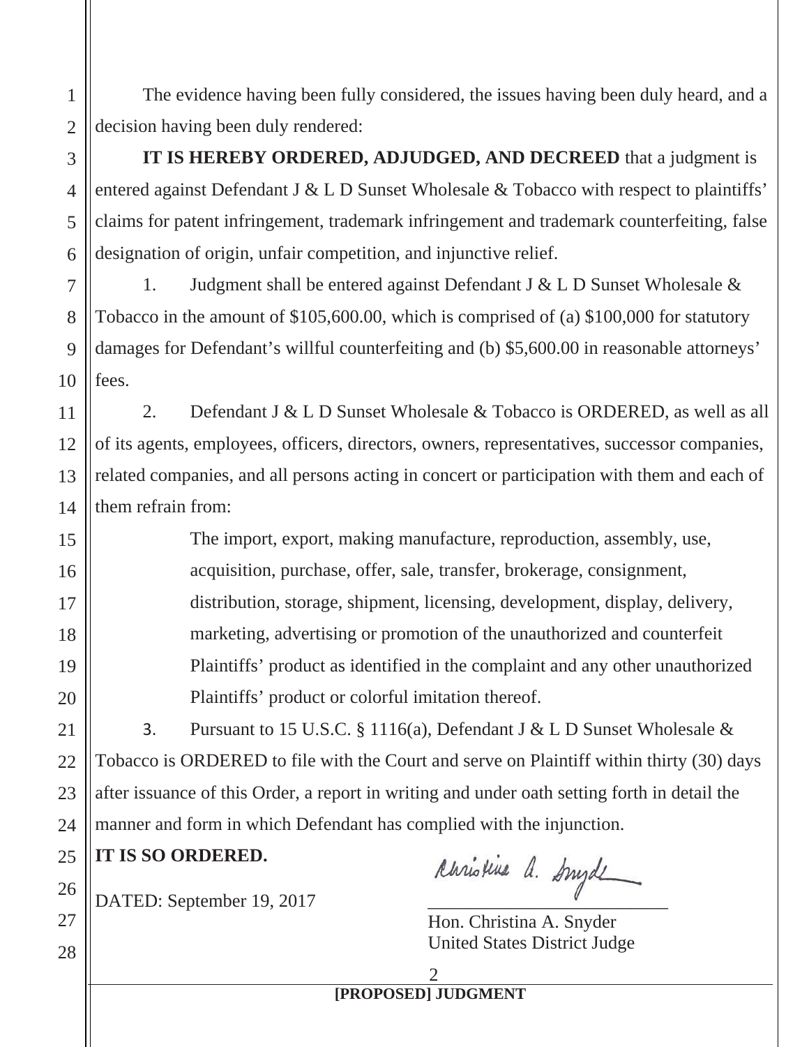The evidence having been fully considered, the issues having been duly heard, and a decision having been duly rendered:

**IT IS HEREBY ORDERED, ADJUDGED, AND DECREED** that a judgment is entered against Defendant J & L D Sunset Wholesale & Tobacco with respect to plaintiffs' claims for patent infringement, trademark infringement and trademark counterfeiting, false designation of origin, unfair competition, and injunctive relief.

1. Judgment shall be entered against Defendant J & L D Sunset Wholesale & Tobacco in the amount of $105,600.00, which is comprised of (a) $100,000 for statutory damages for Defendant's willful counterfeiting and (b) $5,600.00 in reasonable attorneys' fees.

2. Defendant J & L D Sunset Wholesale & Tobacco is ORDERED, as well as all of its agents, employees, officers, directors, owners, representatives, successor companies, related companies, and all persons acting in concert or participation with them and each of them refrain from:

   The import, export, making manufacture, reproduction, assembly, use, acquisition, purchase, offer, sale, transfer, brokerage, consignment, distribution, storage, shipment, licensing, development, display, delivery, marketing, advertising or promotion of the unauthorized and counterfeit Plaintiffs' product as identified in the complaint and any other unauthorized Plaintiffs' product or colorful imitation thereof.

3. Pursuant to 15 U.S.C. § 1116(a), Defendant J & L D Sunset Wholesale & Tobacco is ORDERED to file with the Court and serve on Plaintiff within thirty (30) days after issuance of this Order, a report in writing and under oath setting forth in detail the manner and form in which Defendant has complied with the injunction.

**IT IS SO ORDERED.**

DATED: September 19, 2017

Christina A. Snyder

Hon. Christina A. Snyder
United States District Judge

**[PROPOSED] JUDGMENT**